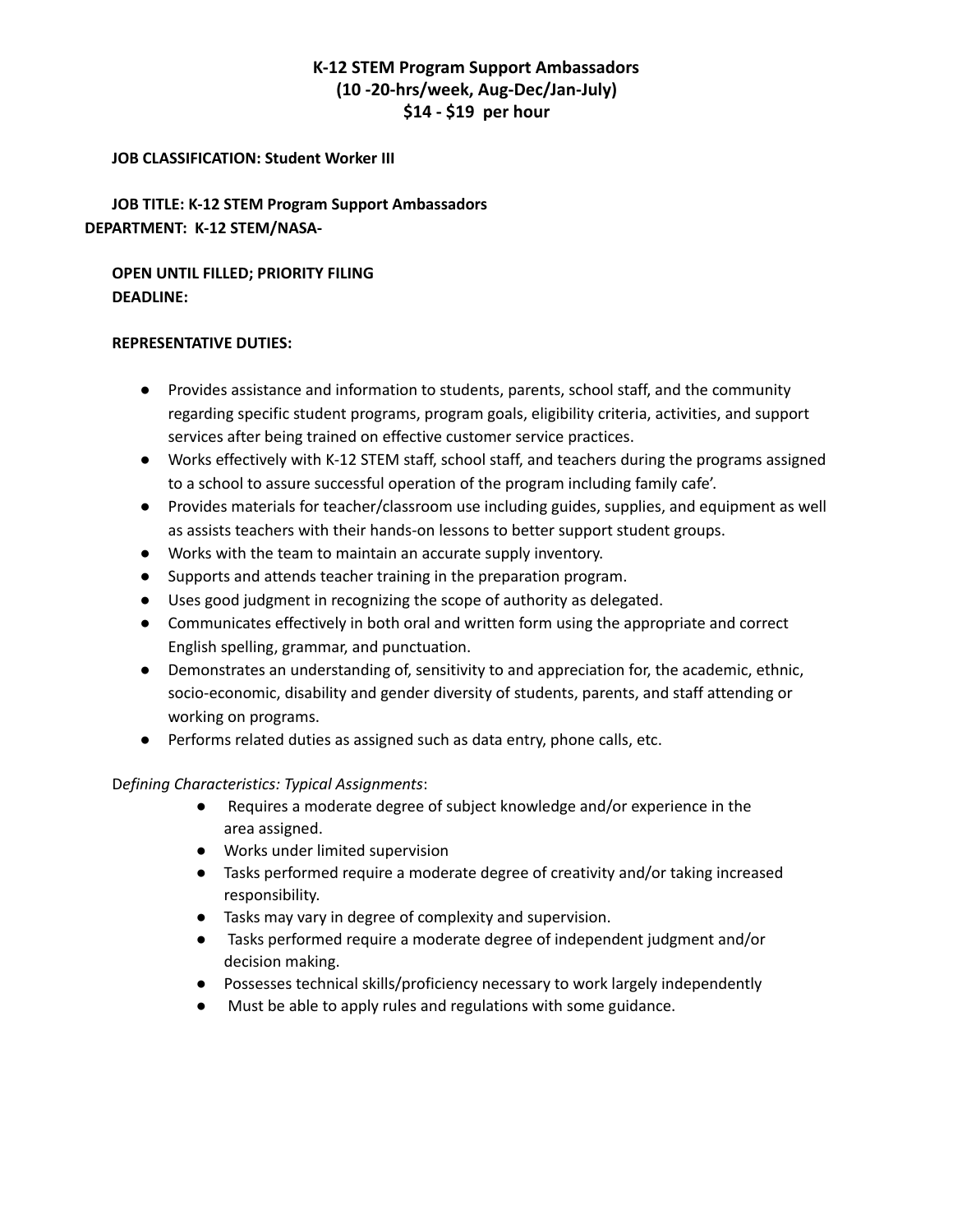# K-12 STEM Program Support Ambassadors
## (10 -20-hrs/week, Aug-Dec/Jan-July)
## $14 - $19 per hour

**JOB CLASSIFICATION: Student Worker III**

**JOB TITLE: K-12 STEM Program Support Ambassadors**
**DEPARTMENT: K-12 STEM/NASA-**

**OPEN UNTIL FILLED; PRIORITY FILING DEADLINE:**

**REPRESENTATIVE DUTIES:**

- Provides assistance and information to students, parents, school staff, and the community regarding specific student programs, program goals, eligibility criteria, activities, and support services after being trained on effective customer service practices.
- Works effectively with K-12 STEM staff, school staff, and teachers during the programs assigned to a school to assure successful operation of the program including family cafe'.
- Provides materials for teacher/classroom use including guides, supplies, and equipment as well as assists teachers with their hands-on lessons to better support student groups.
- Works with the team to maintain an accurate supply inventory.
- Supports and attends teacher training in the preparation program.
- Uses good judgment in recognizing the scope of authority as delegated.
- Communicates effectively in both oral and written form using the appropriate and correct English spelling, grammar, and punctuation.
- Demonstrates an understanding of, sensitivity to and appreciation for, the academic, ethnic, socio-economic, disability and gender diversity of students, parents, and staff attending or working on programs.
- Performs related duties as assigned such as data entry, phone calls, etc.

D*efining Characteristics: Typical Assignments*:

- Requires a moderate degree of subject knowledge and/or experience in the area assigned.
- Works under limited supervision
- Tasks performed require a moderate degree of creativity and/or taking increased responsibility.
- Tasks may vary in degree of complexity and supervision.
- Tasks performed require a moderate degree of independent judgment and/or decision making.
- Possesses technical skills/proficiency necessary to work largely independently
- Must be able to apply rules and regulations with some guidance.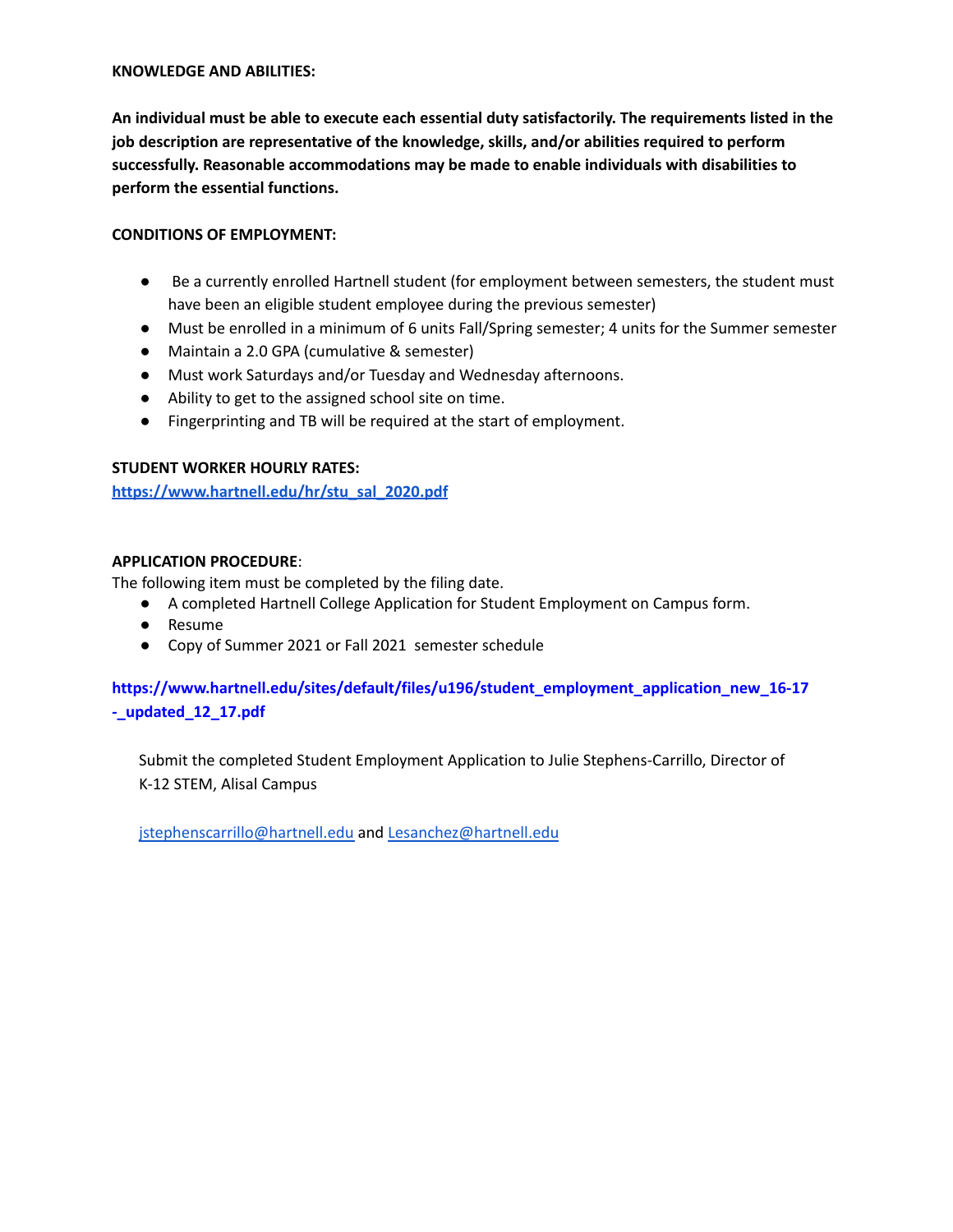**KNOWLEDGE AND ABILITIES:**

**An individual must be able to execute each essential duty satisfactorily. The requirements listed in the job description are representative of the knowledge, skills, and/or abilities required to perform successfully. Reasonable accommodations may be made to enable individuals with disabilities to perform the essential functions.**

**CONDITIONS OF EMPLOYMENT:**

- Be a currently enrolled Hartnell student (for employment between semesters, the student must have been an eligible student employee during the previous semester)
- Must be enrolled in a minimum of 6 units Fall/Spring semester; 4 units for the Summer semester
- Maintain a 2.0 GPA (cumulative & semester)
- Must work Saturdays and/or Tuesday and Wednesday afternoons.
- Ability to get to the assigned school site on time.
- Fingerprinting and TB will be required at the start of employment.

**STUDENT WORKER HOURLY RATES:**
**https://www.hartnell.edu/hr/stu_sal_2020.pdf**

**APPLICATION PROCEDURE**:
The following item must be completed by the filing date.

- A completed Hartnell College Application for Student Employment on Campus form.
- Resume
- Copy of Summer 2021 or Fall 2021 semester schedule

**https://www.hartnell.edu/sites/default/files/u196/student_employment_application_new_16-17-_updated_12_17.pdf**

Submit the completed Student Employment Application to Julie Stephens-Carrillo, Director of K-12 STEM, Alisal Campus

jstephenscarrillo@hartnell.edu and Lesanchez@hartnell.edu